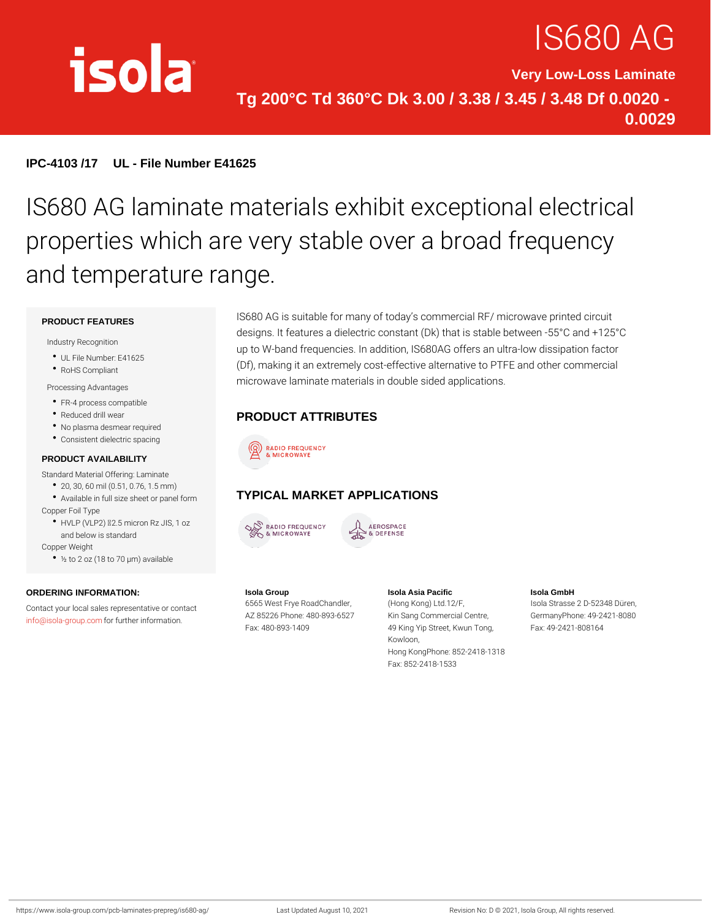isola

# IS680 AG

**Very Low-Loss Laminate**

**Tg 200°C Td 360°C Dk 3.00 / 3.38 / 3.45 / 3.48 Df 0.0020 - 0.0029**

**IPC-4103 /17     UL - File Number E41625**

## IS680 AG laminate materials exhibit exceptional electrical properties which are very stable over a broad frequency and temperature range.

IS680 AG is suitable for many of today's commercial RF/ microwave printed circuit designs. It features a dielectric constant (Dk) that is stable between -55°C and +125°C up to W-band frequencies. In addition, IS680AG offers an ultra-low dissipation factor (Df), making it an extremely cost-effective alternative to PTFE and other commercial microwave laminate materials in double sided applications.

### PRODUCT FEATURES

Industry Recognition

- UL File Number: E41625
- RoHS Compliant

Processing Advantages

- FR-4 process compatible
- Reduced drill wear
- No plasma desmear required
- Consistent dielectric spacing

### PRODUCT AVAILABILITY

Standard Material Offering: Laminate

- 20, 30, 60 mil (0.51, 0.76, 1.5 mm)
- Available in full size sheet or panel form

Copper Foil Type

- HVLP (VLP2) 2.5 micron Rz JIS, 1 oz and below is standard

Copper Weight

- ½ to 2 oz (18 to 70 μm) available

### PRODUCT ATTRIBUTES

RADIO FREQUENCY & MICROWAVE

### TYPICAL MARKET APPLICATIONS

RADIO FREQUENCY & MICROWAVE

AEROSPACE & DEFENSE

### ORDERING INFORMATION:

Contact your local sales representative or contact info@isola-group.com for further information.

**Isola Group**
6565 West Frye RoadChandler, AZ 85226 Phone: 480-893-6527
Fax: 480-893-1409

**Isola Asia Pacific**
(Hong Kong) Ltd.12/F, Kin Sang Commercial Centre, 49 King Yip Street, Kwun Tong, Kowloon, Hong KongPhone: 852-2418-1318
Fax: 852-2418-1533

**Isola GmbH**
Isola Strasse 2 D-52348 Düren, GermanyPhone: 49-2421-8080
Fax: 49-2421-808164

https://www.isola-group.com/pcb-laminates-prepreg/is680-ag/     Last Updated August 10, 2021     Revision No: D © 2021, Isola Group, All rights reserved.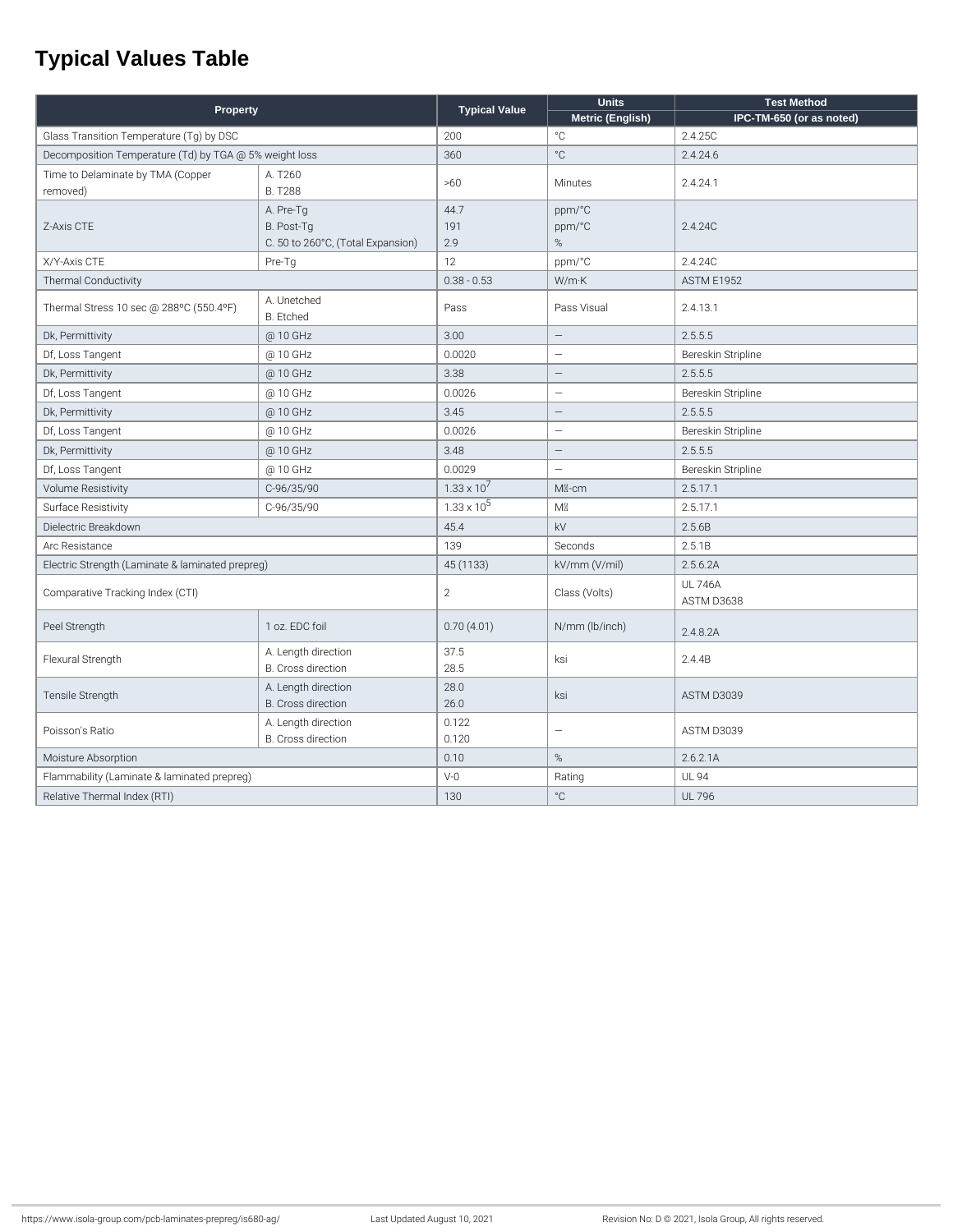# Typical Values Table

| Property | | Typical Value | Units | Test Method |
|---|---|---|---|---|
| | | | Metric (English) | IPC-TM-650 (or as noted) |
| Glass Transition Temperature (Tg) by DSC | | 200 | °C | 2.4.25C |
| Decomposition Temperature (Td) by TGA @ 5% weight loss | | 360 | °C | 2.4.24.6 |
| Time to Delaminate by TMA (Copper removed) | A. T260<br>B. T288 | >60 | Minutes | 2.4.24.1 |
| Z-Axis CTE | A. Pre-Tg<br>B. Post-Tg<br>C. 50 to 260°C, (Total Expansion) | 44.7<br>191<br>2.9 | ppm/°C<br>ppm/°C<br>% | 2.4.24C |
| X/Y-Axis CTE | Pre-Tg | 12 | ppm/°C | 2.4.24C |
| Thermal Conductivity | | 0.38 - 0.53 | W/m·K | ASTM E1952 |
| Thermal Stress 10 sec @ 288ºC (550.4ºF) | A. Unetched<br>B. Etched | Pass | Pass Visual | 2.4.13.1 |
| Dk, Permittivity | @ 10 GHz | 3.00 | — | 2.5.5.5 |
| Df, Loss Tangent | @ 10 GHz | 0.0020 | — | Bereskin Stripline |
| Dk, Permittivity | @ 10 GHz | 3.38 | — | 2.5.5.5 |
| Df, Loss Tangent | @ 10 GHz | 0.0026 | — | Bereskin Stripline |
| Dk, Permittivity | @ 10 GHz | 3.45 | — | 2.5.5.5 |
| Df, Loss Tangent | @ 10 GHz | 0.0026 | — | Bereskin Stripline |
| Dk, Permittivity | @ 10 GHz | 3.48 | — | 2.5.5.5 |
| Df, Loss Tangent | @ 10 GHz | 0.0029 | — | Bereskin Stripline |
| Volume Resistivity | C-96/35/90 | $1.33 \times 10^{7}$ | MΩ-cm | 2.5.17.1 |
| Surface Resistivity | C-96/35/90 | $1.33 \times 10^{5}$ | MΩ | 2.5.17.1 |
| Dielectric Breakdown | | 45.4 | kV | 2.5.6B |
| Arc Resistance | | 139 | Seconds | 2.5.1B |
| Electric Strength (Laminate & laminated prepreg) | | 45 (1133) | kV/mm (V/mil) | 2.5.6.2A |
| Comparative Tracking Index (CTI) | | 2 | Class (Volts) | UL 746A<br>ASTM D3638 |
| Peel Strength | 1 oz. EDC foil | 0.70 (4.01) | N/mm (lb/inch) | 2.4.8.2A |
| Flexural Strength | A. Length direction<br>B. Cross direction | 37.5<br>28.5 | ksi | 2.4.4B |
| Tensile Strength | A. Length direction<br>B. Cross direction | 28.0<br>26.0 | ksi | ASTM D3039 |
| Poisson's Ratio | A. Length direction<br>B. Cross direction | 0.122<br>0.120 | — | ASTM D3039 |
| Moisture Absorption | | 0.10 | % | 2.6.2.1A |
| Flammability (Laminate & laminated prepreg) | | V-0 | Rating | UL 94 |
| Relative Thermal Index (RTI) | | 130 | °C | UL 796 |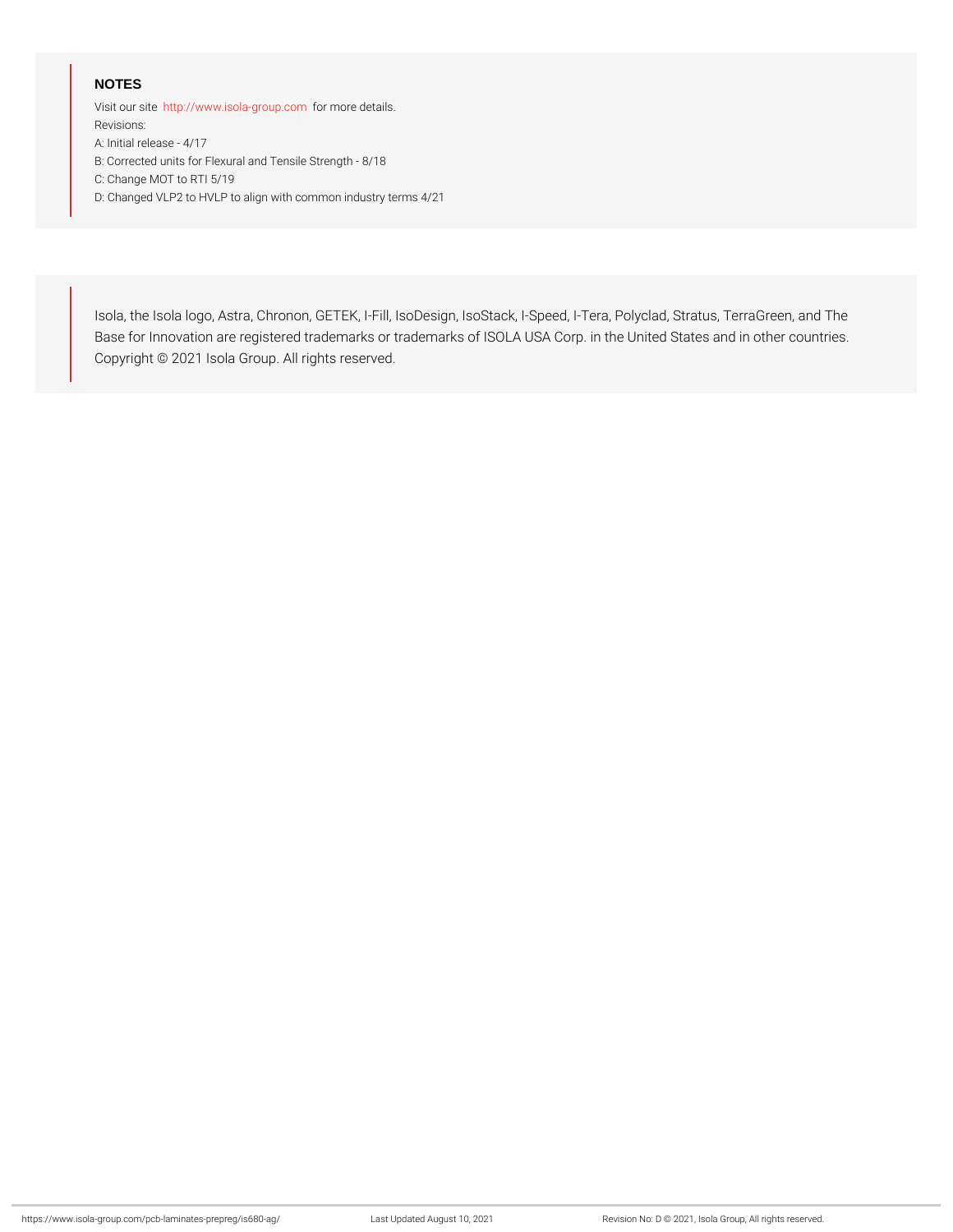## NOTES

Visit our site http://www.isola-group.com for more details.

Revisions:

A: Initial release - 4/17

B: Corrected units for Flexural and Tensile Strength - 8/18

C: Change MOT to RTI 5/19

D: Changed VLP2 to HVLP to align with common industry terms 4/21

Isola, the Isola logo, Astra, Chronon, GETEK, I-Fill, IsoDesign, IsoStack, I-Speed, I-Tera, Polyclad, Stratus, TerraGreen, and The Base for Innovation are registered trademarks or trademarks of ISOLA USA Corp. in the United States and in other countries. Copyright © 2021 Isola Group. All rights reserved.